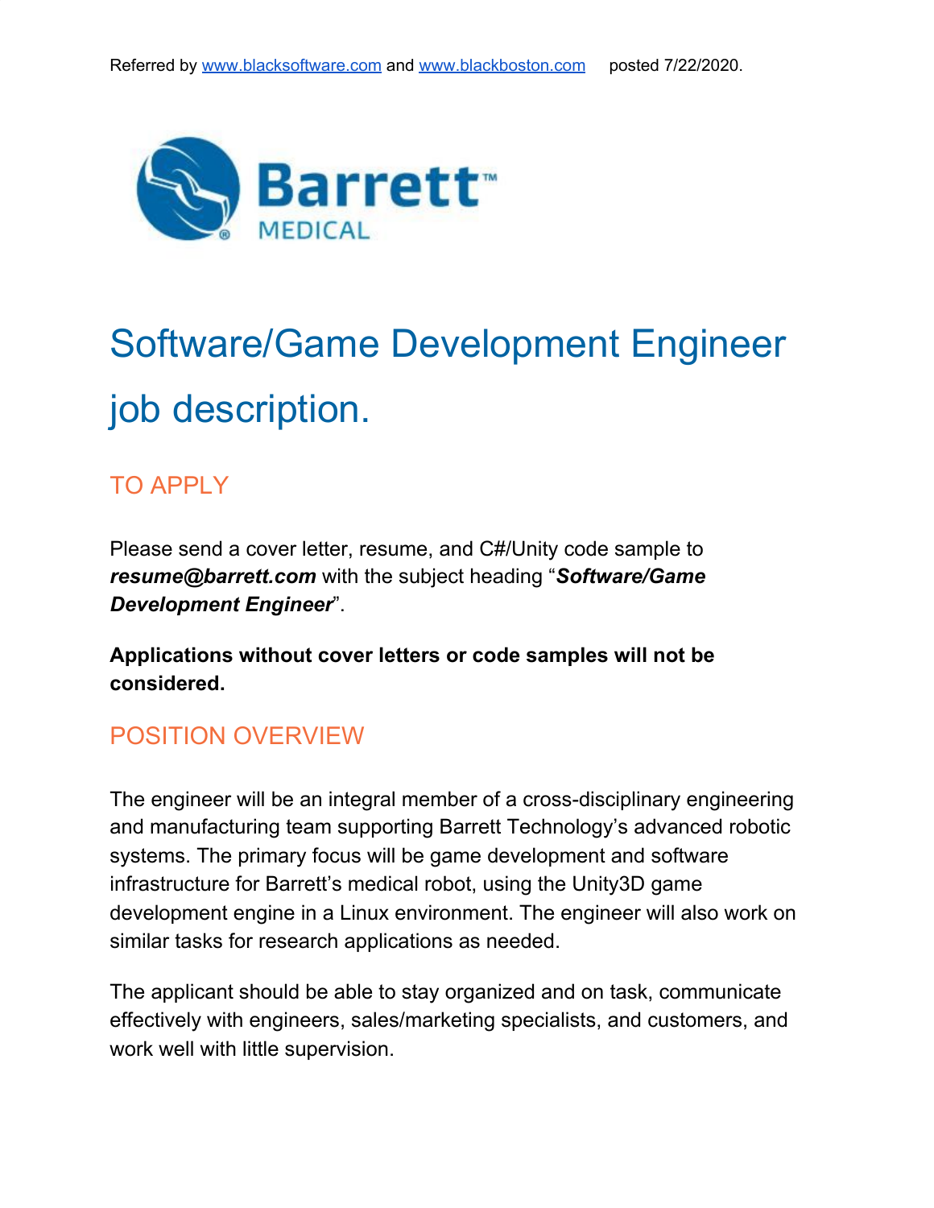Referred by www.blacksoftware.com and www.blackboston.com posted 7/22/2020.

Barrett™ MEDICAL

# Software/Game Development Engineer job description.

## TO APPLY

Please send a cover letter, resume, and C#/Unity code sample to ***resume@barrett.com*** with the subject heading "***Software/Game Development Engineer***".

**Applications without cover letters or code samples will not be considered.**

## POSITION OVERVIEW

The engineer will be an integral member of a cross-disciplinary engineering and manufacturing team supporting Barrett Technology's advanced robotic systems. The primary focus will be game development and software infrastructure for Barrett's medical robot, using the Unity3D game development engine in a Linux environment. The engineer will also work on similar tasks for research applications as needed.

The applicant should be able to stay organized and on task, communicate effectively with engineers, sales/marketing specialists, and customers, and work well with little supervision.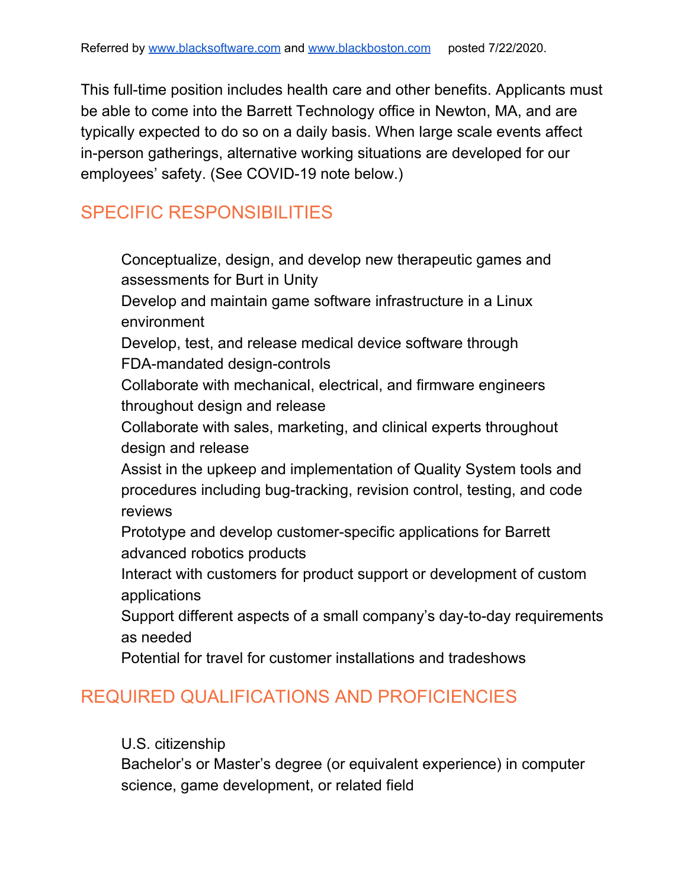Referred by www.blacksoftware.com and www.blackboston.com posted 7/22/2020.

This full-time position includes health care and other benefits. Applicants must be able to come into the Barrett Technology office in Newton, MA, and are typically expected to do so on a daily basis. When large scale events affect in-person gatherings, alternative working situations are developed for our employees' safety. (See COVID-19 note below.)

## SPECIFIC RESPONSIBILITIES

- Conceptualize, design, and develop new therapeutic games and assessments for Burt in Unity
- Develop and maintain game software infrastructure in a Linux environment
- Develop, test, and release medical device software through FDA-mandated design-controls
- Collaborate with mechanical, electrical, and firmware engineers throughout design and release
- Collaborate with sales, marketing, and clinical experts throughout design and release
- Assist in the upkeep and implementation of Quality System tools and procedures including bug-tracking, revision control, testing, and code reviews
- Prototype and develop customer-specific applications for Barrett advanced robotics products
- Interact with customers for product support or development of custom applications
- Support different aspects of a small company's day-to-day requirements as needed
- Potential for travel for customer installations and tradeshows

## REQUIRED QUALIFICATIONS AND PROFICIENCIES

- U.S. citizenship
- Bachelor's or Master's degree (or equivalent experience) in computer science, game development, or related field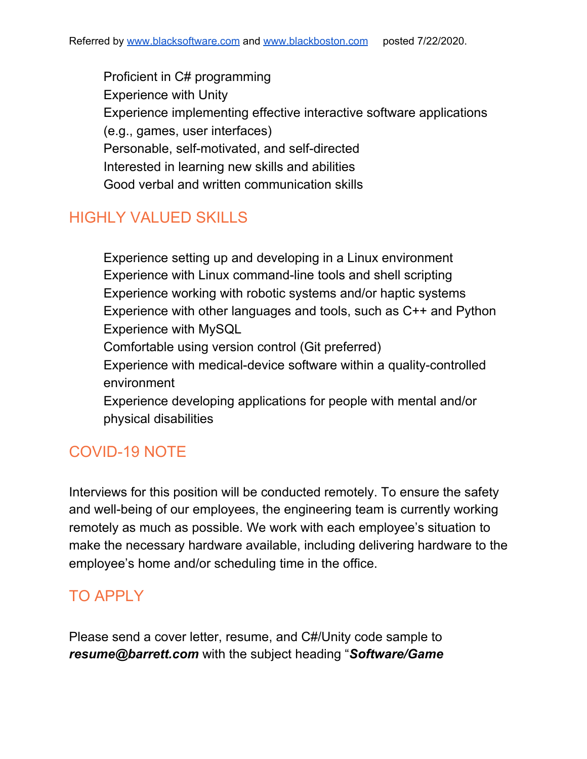Referred by www.blacksoftware.com and www.blackboston.com posted 7/22/2020.

- Proficient in C# programming
- Experience with Unity
- Experience implementing effective interactive software applications (e.g., games, user interfaces)
- Personable, self-motivated, and self-directed
- Interested in learning new skills and abilities
- Good verbal and written communication skills

## HIGHLY VALUED SKILLS

- Experience setting up and developing in a Linux environment
- Experience with Linux command-line tools and shell scripting
- Experience working with robotic systems and/or haptic systems
- Experience with other languages and tools, such as C++ and Python
- Experience with MySQL
- Comfortable using version control (Git preferred)
- Experience with medical-device software within a quality-controlled environment
- Experience developing applications for people with mental and/or physical disabilities

## COVID-19 NOTE

Interviews for this position will be conducted remotely. To ensure the safety and well-being of our employees, the engineering team is currently working remotely as much as possible. We work with each employee's situation to make the necessary hardware available, including delivering hardware to the employee's home and/or scheduling time in the office.

## TO APPLY

Please send a cover letter, resume, and C#/Unity code sample to ***resume@barrett.com*** with the subject heading "***Software/Game***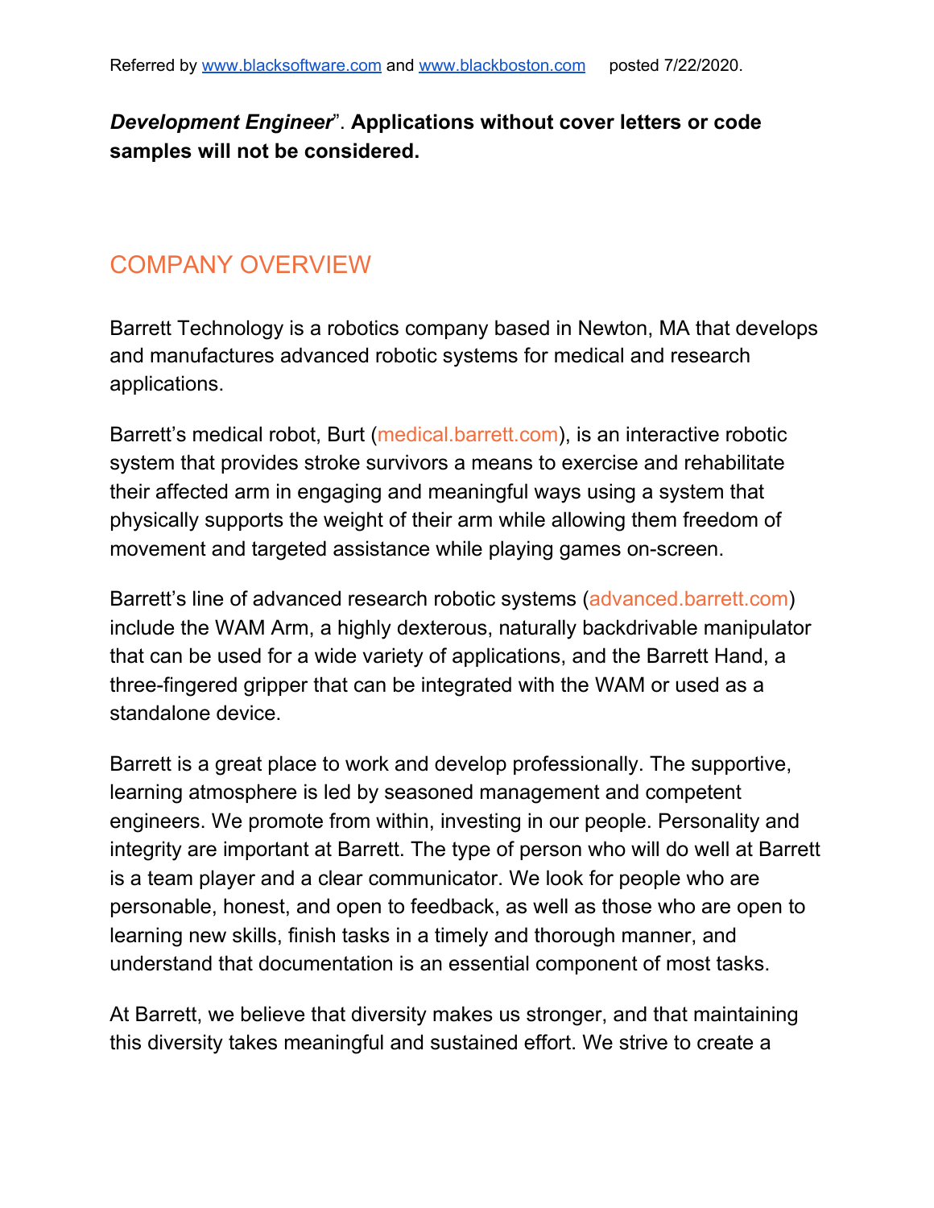Referred by www.blacksoftware.com and www.blackboston.com posted 7/22/2020.

***Development Engineer***". **Applications without cover letters or code samples will not be considered.**

## COMPANY OVERVIEW

Barrett Technology is a robotics company based in Newton, MA that develops and manufactures advanced robotic systems for medical and research applications.

Barrett's medical robot, Burt (medical.barrett.com), is an interactive robotic system that provides stroke survivors a means to exercise and rehabilitate their affected arm in engaging and meaningful ways using a system that physically supports the weight of their arm while allowing them freedom of movement and targeted assistance while playing games on-screen.

Barrett's line of advanced research robotic systems (advanced.barrett.com) include the WAM Arm, a highly dexterous, naturally backdrivable manipulator that can be used for a wide variety of applications, and the Barrett Hand, a three-fingered gripper that can be integrated with the WAM or used as a standalone device.

Barrett is a great place to work and develop professionally. The supportive, learning atmosphere is led by seasoned management and competent engineers. We promote from within, investing in our people. Personality and integrity are important at Barrett. The type of person who will do well at Barrett is a team player and a clear communicator. We look for people who are personable, honest, and open to feedback, as well as those who are open to learning new skills, finish tasks in a timely and thorough manner, and understand that documentation is an essential component of most tasks.

At Barrett, we believe that diversity makes us stronger, and that maintaining this diversity takes meaningful and sustained effort. We strive to create a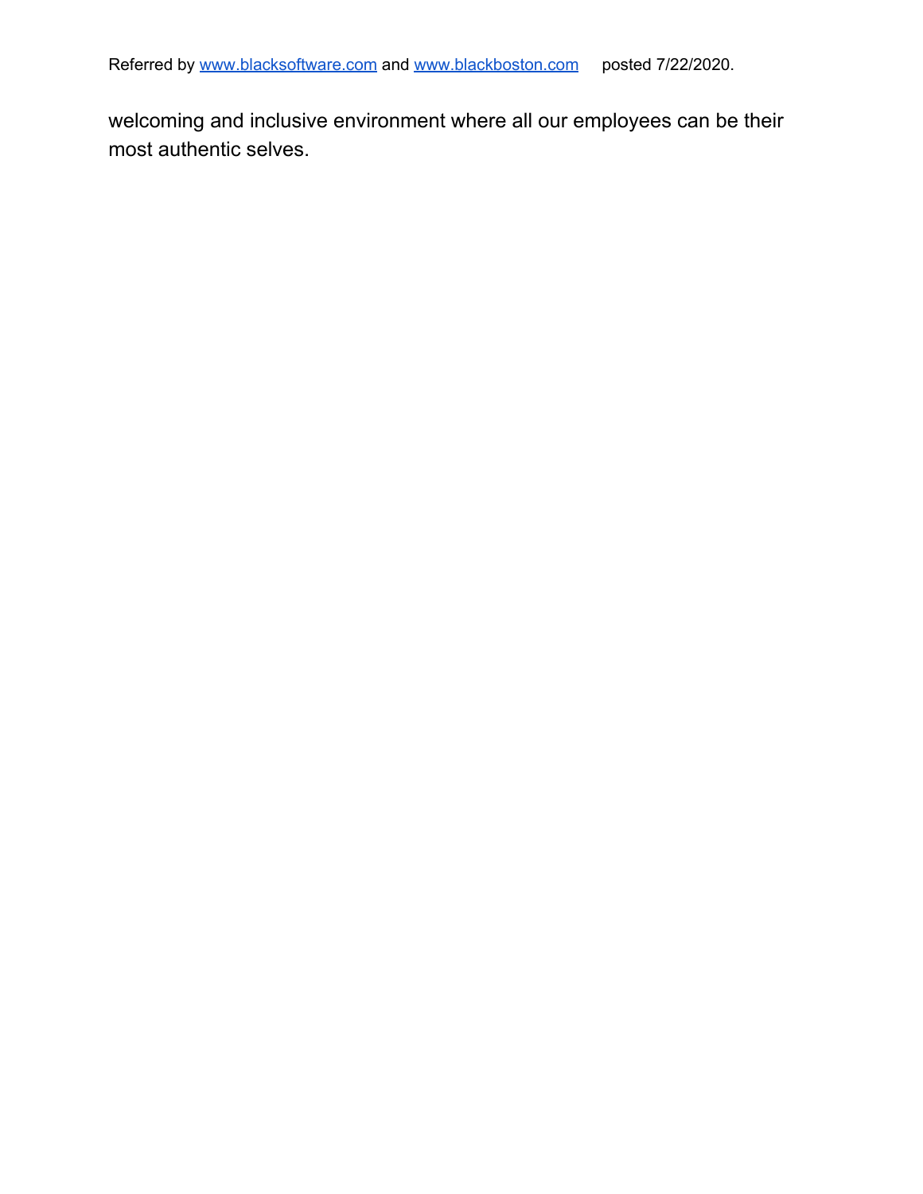welcoming and inclusive environment where all our employees can be their most authentic selves.